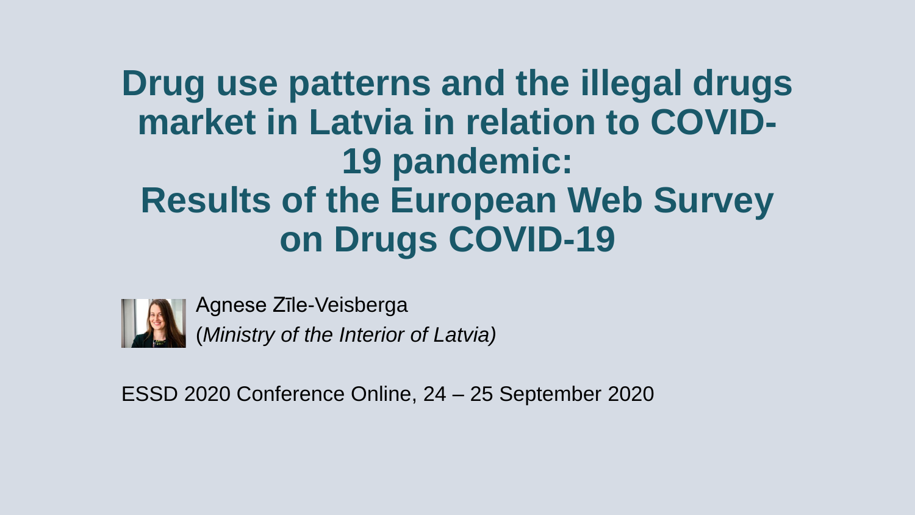# Drug use patterns and the illegal drugs market in Latvia in relation to COVID-19 pandemic: Results of the European Web Survey on Drugs COVID-19

Agnese Zīle-Veisberga
(*Ministry of the Interior of Latvia*)

ESSD 2020 Conference Online, 24 – 25 September 2020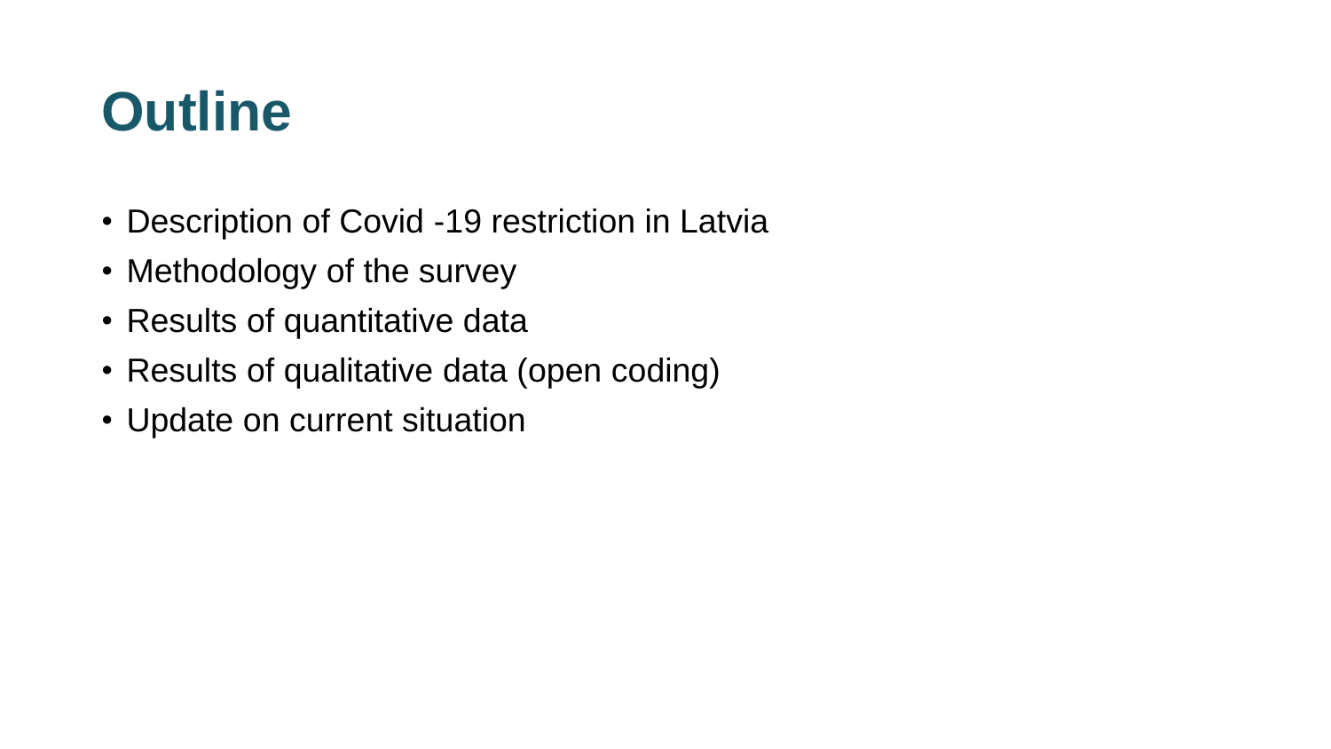# Outline

- Description of Covid -19 restriction in Latvia
- Methodology of the survey
- Results of quantitative data
- Results of qualitative data (open coding)
- Update on current situation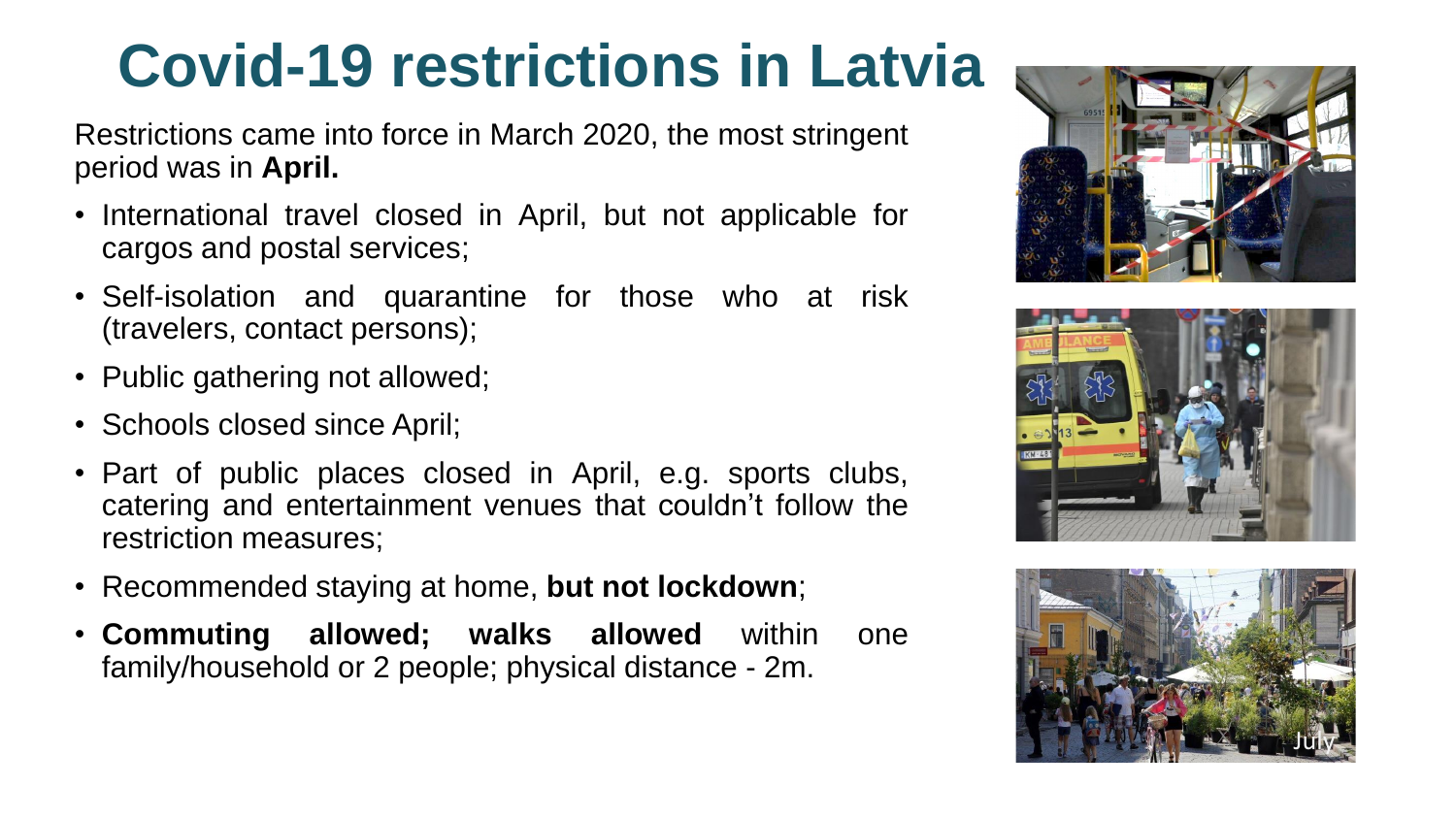# Covid-19 restrictions in Latvia

Restrictions came into force in March 2020, the most stringent period was in **April.**

- International travel closed in April, but not applicable for cargos and postal services;
- Self-isolation and quarantine for those who at risk (travelers, contact persons);
- Public gathering not allowed;
- Schools closed since April;
- Part of public places closed in April, e.g. sports clubs, catering and entertainment venues that couldn't follow the restriction measures;
- Recommended staying at home, **but not lockdown**;
- **Commuting allowed; walks allowed** within one family/household or 2 people; physical distance - 2m.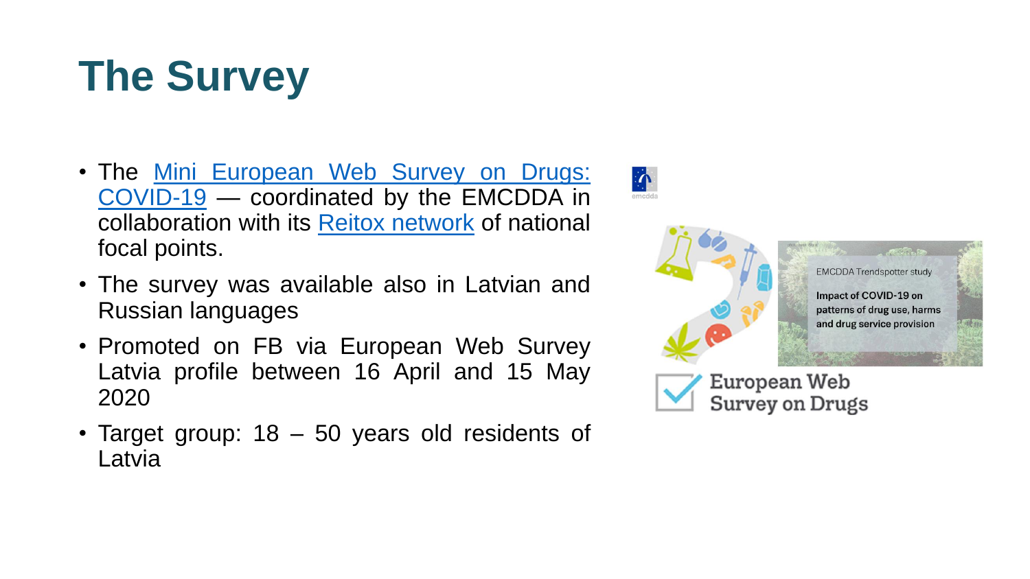# The Survey

- The Mini European Web Survey on Drugs: COVID-19 — coordinated by the EMCDDA in collaboration with its Reitox network of national focal points.
- The survey was available also in Latvian and Russian languages
- Promoted on FB via European Web Survey Latvia profile between 16 April and 15 May 2020
- Target group: 18 – 50 years old residents of Latvia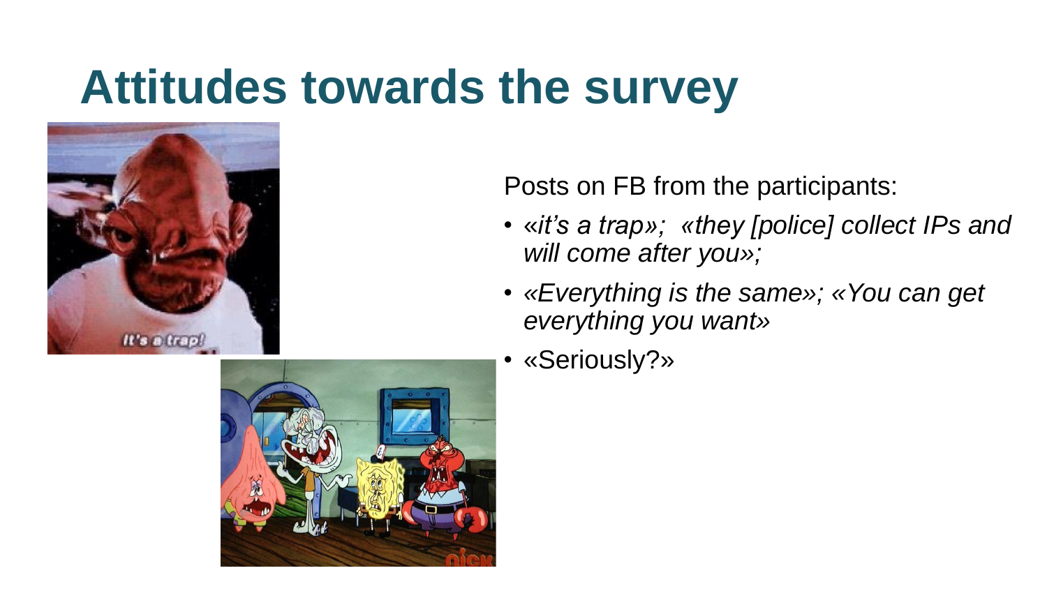# Attitudes towards the survey

Posts on FB from the participants:

- *«it's a trap»; «they [police] collect IPs and will come after you»;*
- *«Everything is the same»; «You can get everything you want»*
- «Seriously?»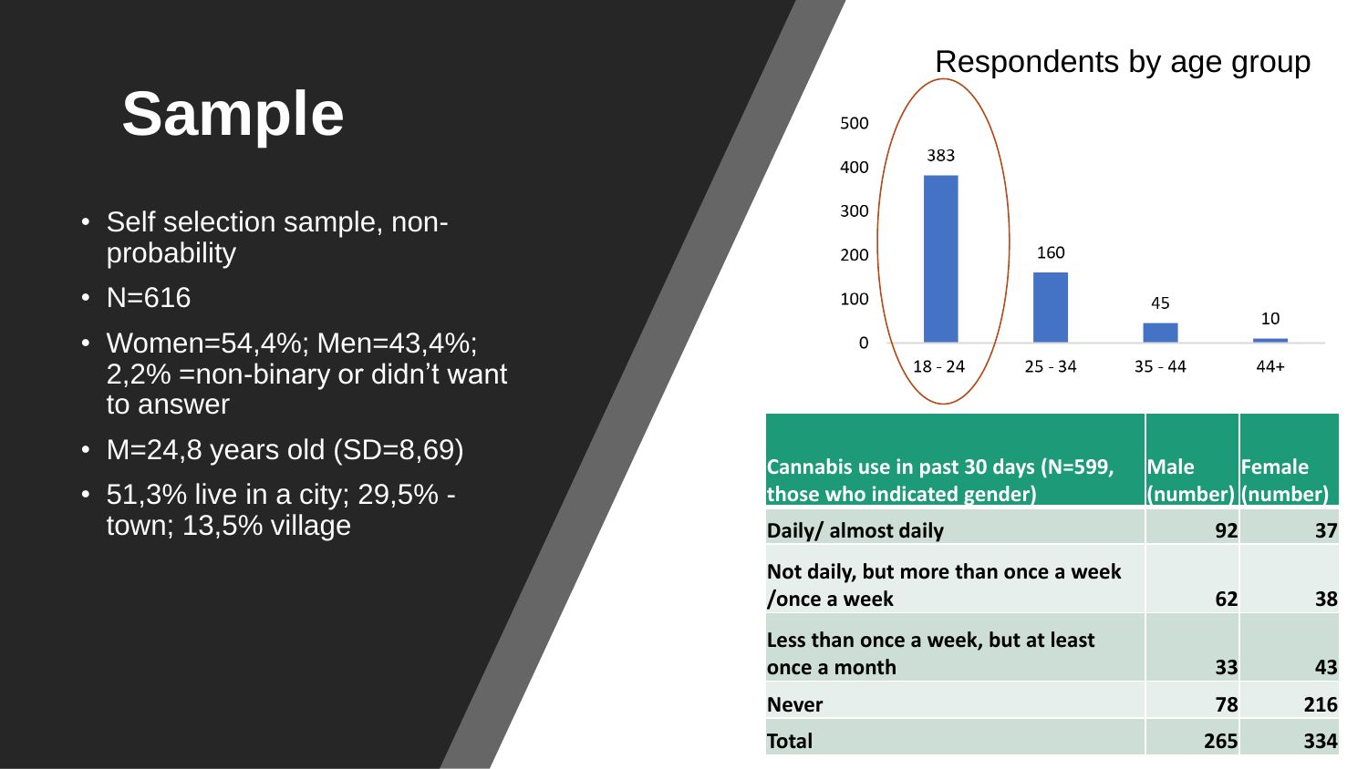# Sample

- Self selection sample, non-probability
- N=616
- Women=54,4%; Men=43,4%; 2,2% =non-binary or didn't want to answer
- M=24,8 years old (SD=8,69)
- 51,3% live in a city; 29,5% - town; 13,5% village

Respondents by age group

| Age group | Respondents |
|---|---|
| 18 - 24 | 383 |
| 25 - 34 | 160 |
| 35 - 44 | 45 |
| 44+ | 10 |

| Cannabis use in past 30 days (N=599, those who indicated gender) | Male (number) | Female (number) |
|---|---|---|
| **Daily/ almost daily** | 92 | 37 |
| **Not daily, but more than once a week /once a week** | 62 | 38 |
| **Less than once a week, but at least once a month** | 33 | 43 |
| **Never** | 78 | 216 |
| **Total** | 265 | 334 |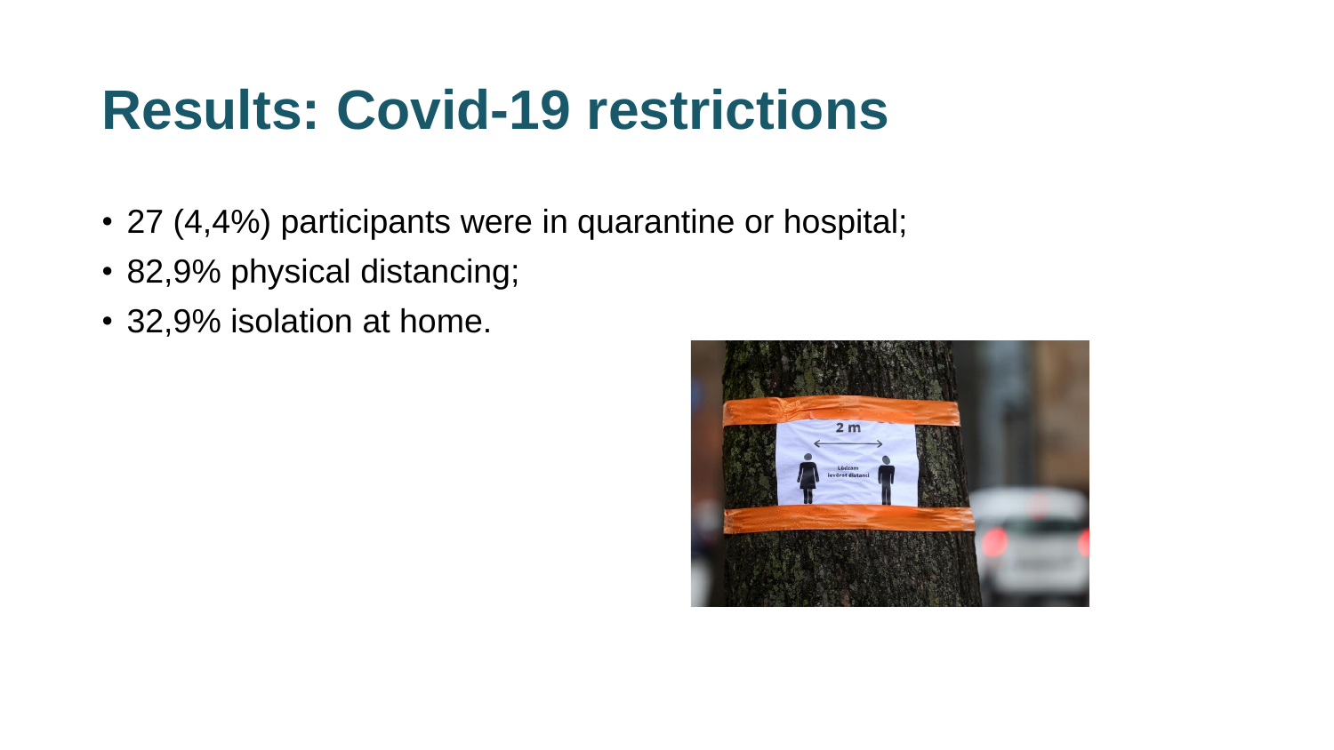# Results: Covid-19 restrictions

- 27 (4,4%) participants were in quarantine or hospital;
- 82,9% physical distancing;
- 32,9% isolation at home.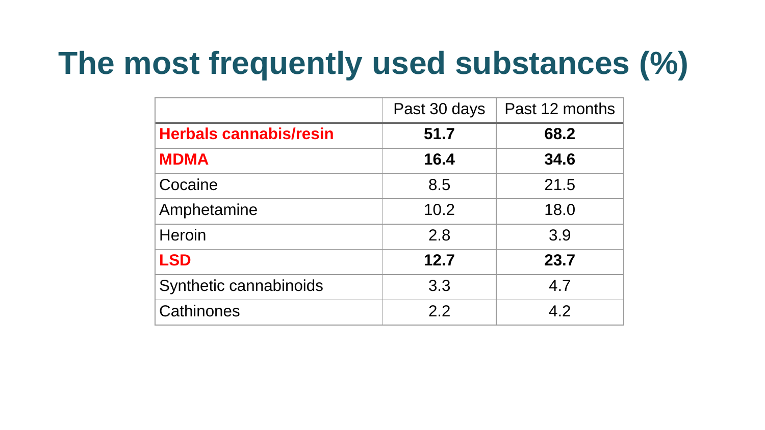# The most frequently used substances (%)

| | Past 30 days | Past 12 months |
|---|---|---|
| **Herbals cannabis/resin** | **51.7** | **68.2** |
| **MDMA** | **16.4** | **34.6** |
| Cocaine | 8.5 | 21.5 |
| Amphetamine | 10.2 | 18.0 |
| Heroin | 2.8 | 3.9 |
| **LSD** | **12.7** | **23.7** |
| Synthetic cannabinoids | 3.3 | 4.7 |
| Cathinones | 2.2 | 4.2 |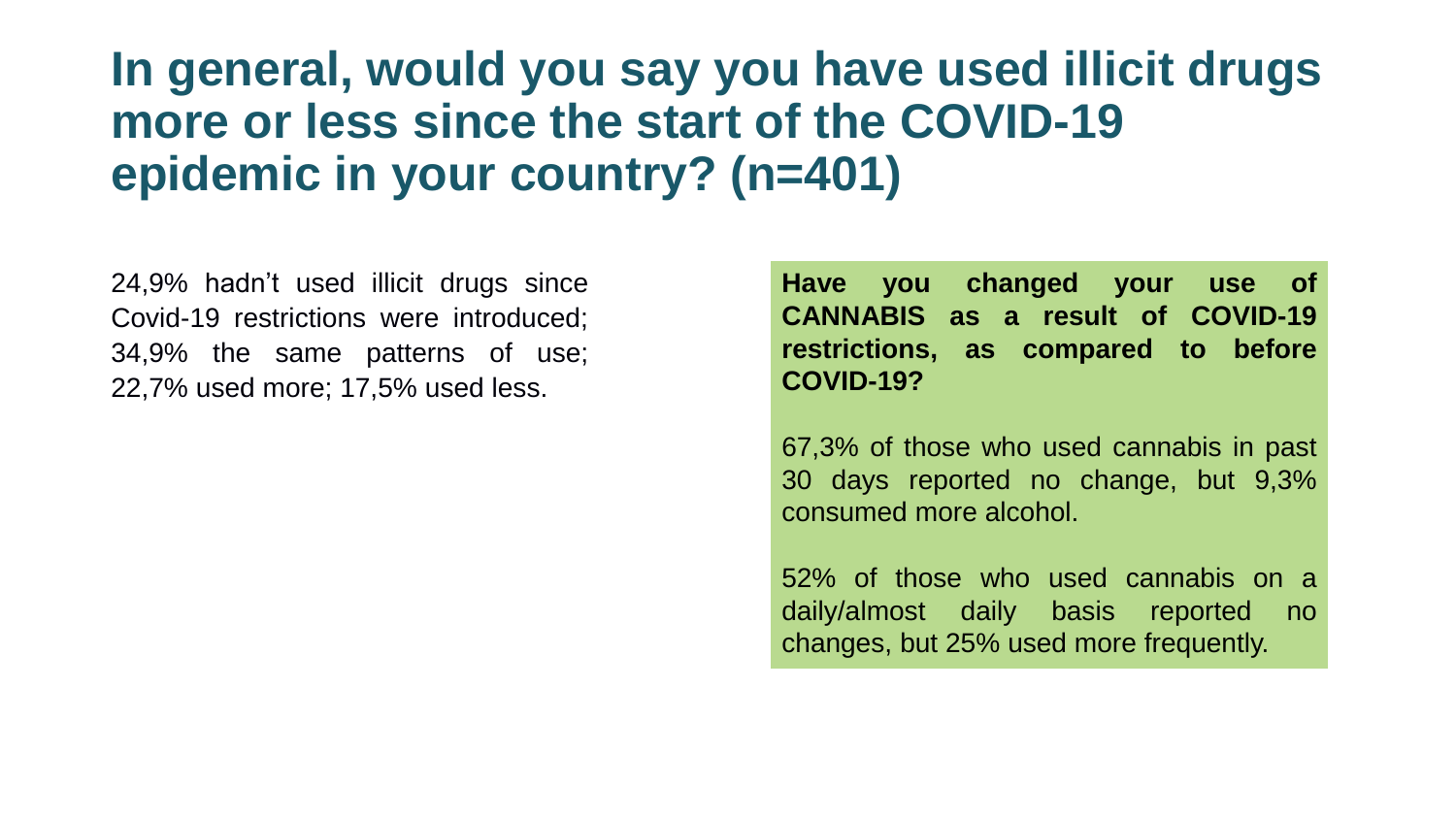# In general, would you say you have used illicit drugs more or less since the start of the COVID-19 epidemic in your country? (n=401)

24,9% hadn't used illicit drugs since Covid-19 restrictions were introduced; 34,9% the same patterns of use; 22,7% used more; 17,5% used less.

**Have you changed your use of CANNABIS as a result of COVID-19 restrictions, as compared to before COVID-19?**

67,3% of those who used cannabis in past 30 days reported no change, but 9,3% consumed more alcohol.

52% of those who used cannabis on a daily/almost daily basis reported no changes, but 25% used more frequently.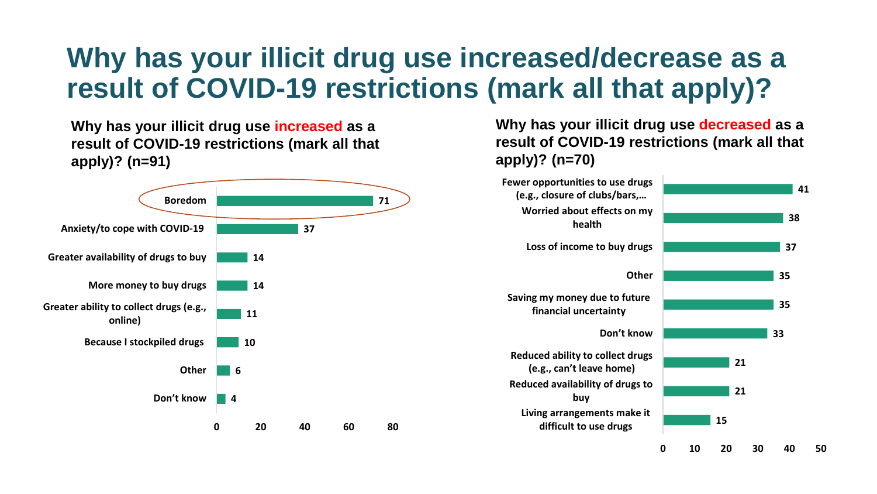# Why has your illicit drug use increased/decrease as a result of COVID-19 restrictions (mark all that apply)?

## Why has your illicit drug use increased as a result of COVID-19 restrictions (mark all that apply)? (n=91)

| Reason | Count |
| --- | --- |
| Boredom | 71 |
| Anxiety/to cope with COVID-19 | 37 |
| Greater availability of drugs to buy | 14 |
| More money to buy drugs | 14 |
| Greater ability to collect drugs (e.g., online) | 11 |
| Because I stockpiled drugs | 10 |
| Other | 6 |
| Don't know | 4 |

## Why has your illicit drug use decreased as a result of COVID-19 restrictions (mark all that apply)? (n=70)

| Reason | Count |
| --- | --- |
| Fewer opportunities to use drugs (e.g., closure of clubs/bars,… | 41 |
| Worried about effects on my health | 38 |
| Loss of income to buy drugs | 37 |
| Other | 35 |
| Saving my money due to future financial uncertainty | 35 |
| Don't know | 33 |
| Reduced ability to collect drugs (e.g., can't leave home) | 21 |
| Reduced availability of drugs to buy | 21 |
| Living arrangements make it difficult to use drugs | 15 |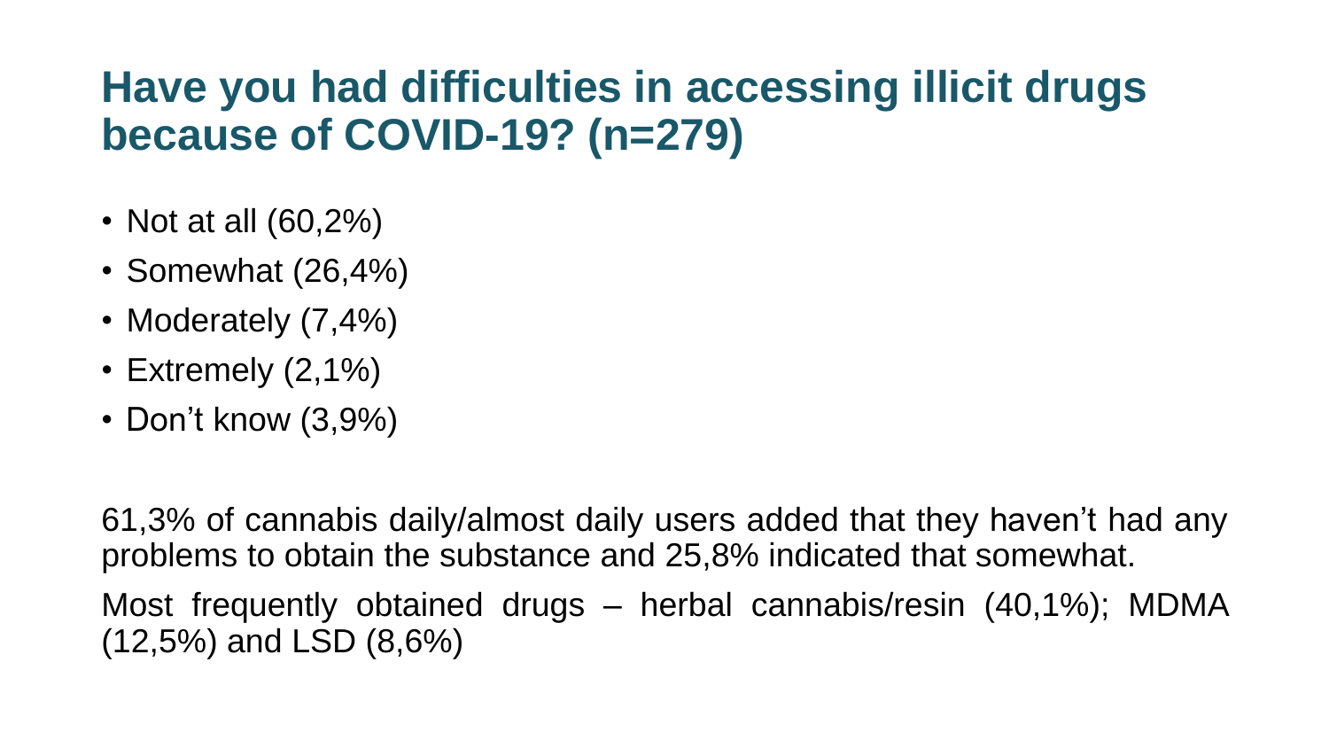## Have you had difficulties in accessing illicit drugs because of COVID-19? (n=279)

- Not at all (60,2%)
- Somewhat (26,4%)
- Moderately (7,4%)
- Extremely (2,1%)
- Don't know (3,9%)

61,3% of cannabis daily/almost daily users added that they haven't had any problems to obtain the substance and 25,8% indicated that somewhat.

Most frequently obtained drugs – herbal cannabis/resin (40,1%); MDMA (12,5%) and LSD (8,6%)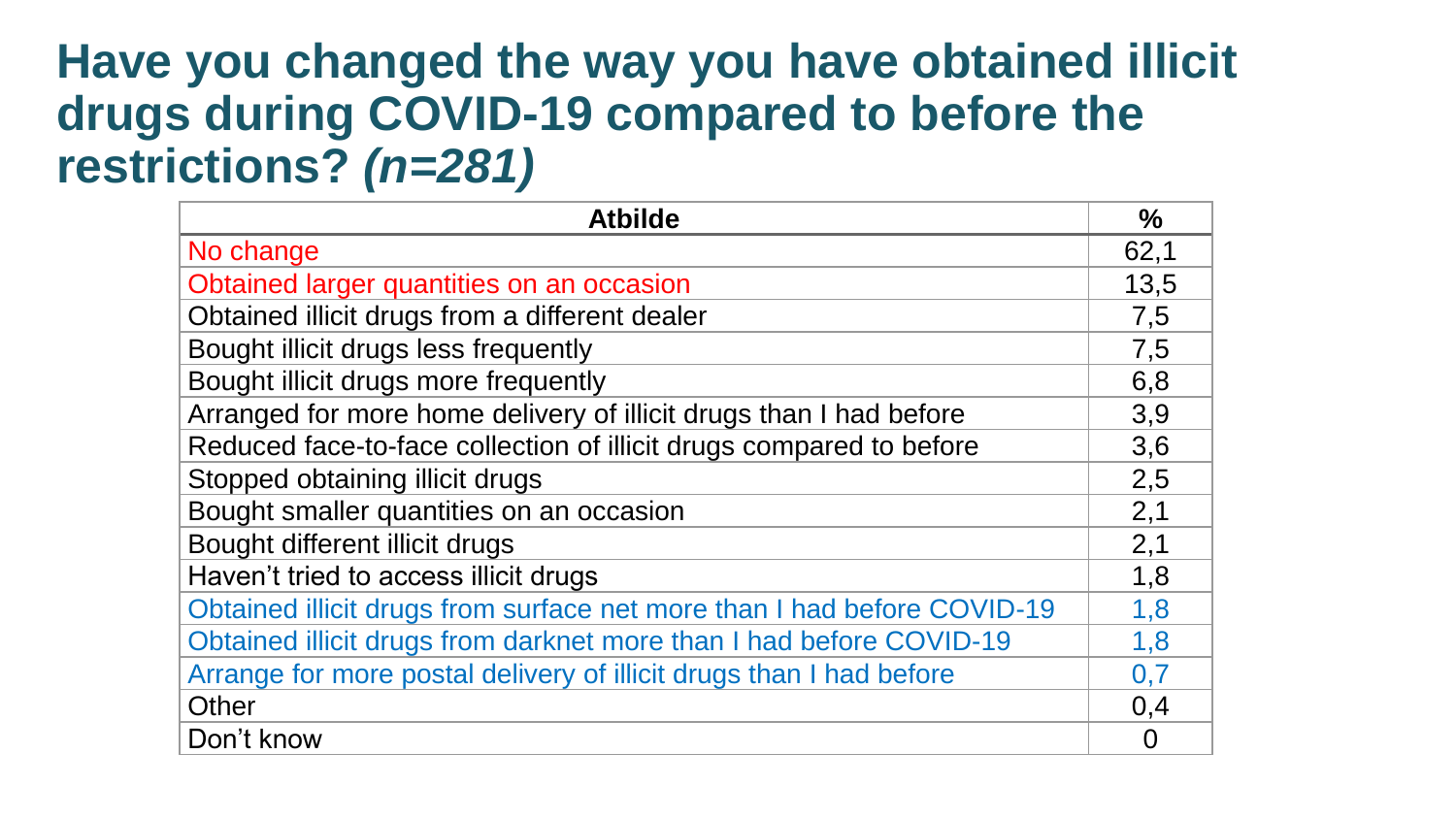# Have you changed the way you have obtained illicit drugs during COVID-19 compared to before the restrictions? *(n=281)*

| Atbilde | % |
|---|---|
| No change | 62,1 |
| Obtained larger quantities on an occasion | 13,5 |
| Obtained illicit drugs from a different dealer | 7,5 |
| Bought illicit drugs less frequently | 7,5 |
| Bought illicit drugs more frequently | 6,8 |
| Arranged for more home delivery of illicit drugs than I had before | 3,9 |
| Reduced face-to-face collection of illicit drugs compared to before | 3,6 |
| Stopped obtaining illicit drugs | 2,5 |
| Bought smaller quantities on an occasion | 2,1 |
| Bought different illicit drugs | 2,1 |
| Haven’t tried to access illicit drugs | 1,8 |
| Obtained illicit drugs from surface net more than I had before COVID-19 | 1,8 |
| Obtained illicit drugs from darknet more than I had before COVID-19 | 1,8 |
| Arrange for more postal delivery of illicit drugs than I had before | 0,7 |
| Other | 0,4 |
| Don’t know | 0 |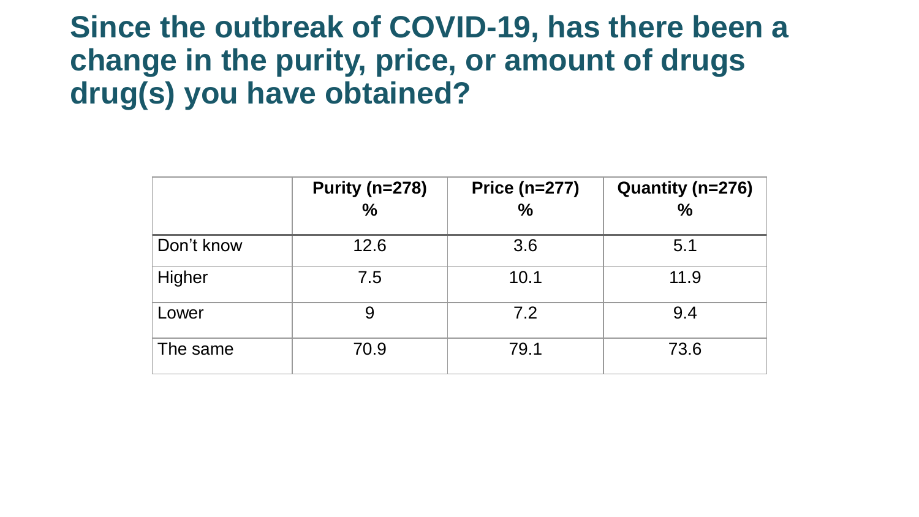# Since the outbreak of COVID-19, has there been a change in the purity, price, or amount of drugs drug(s) you have obtained?

| | Purity (n=278) % | Price (n=277) % | Quantity (n=276) % |
|---|---|---|---|
| Don't know | 12.6 | 3.6 | 5.1 |
| Higher | 7.5 | 10.1 | 11.9 |
| Lower | 9 | 7.2 | 9.4 |
| The same | 70.9 | 79.1 | 73.6 |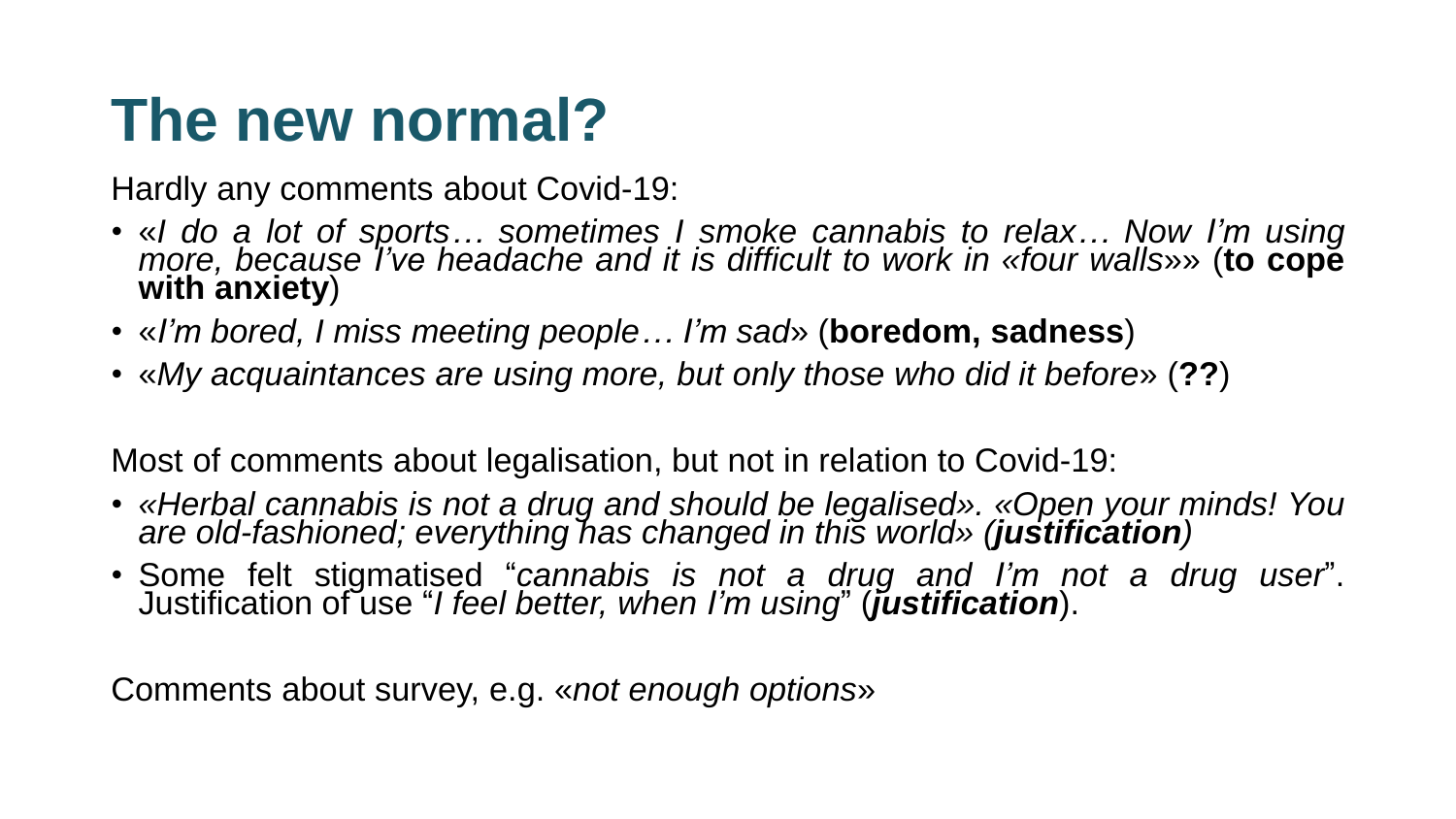# The new normal?

Hardly any comments about Covid-19:

- «*I do a lot of sports… sometimes I smoke cannabis to relax… Now I'm using more, because I've headache and it is difficult to work in «four walls*»» (**to cope with anxiety**)
- «*I'm bored, I miss meeting people… I'm sad*» (**boredom, sadness**)
- «*My acquaintances are using more, but only those who did it before*» (**??**)

Most of comments about legalisation, but not in relation to Covid-19:

- *«Herbal cannabis is not a drug and should be legalised». «Open your minds! You are old-fashioned; everything has changed in this world» (**justification**)*
- Some felt stigmatised "*cannabis is not a drug and I'm not a drug user*". Justification of use "*I feel better, when I'm using*" (***justification***).

Comments about survey, e.g. «*not enough options*»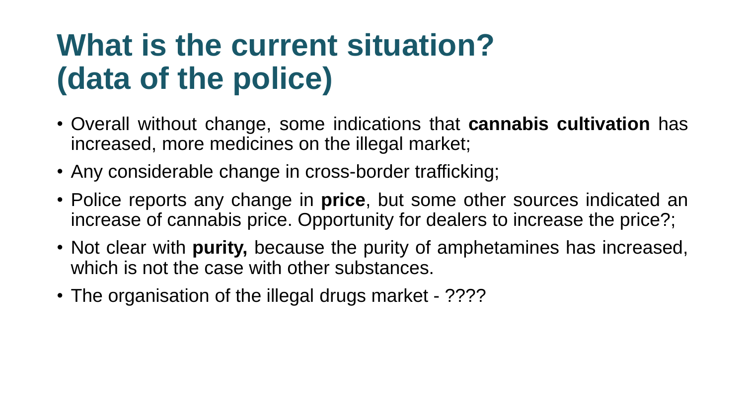# What is the current situation? (data of the police)

- Overall without change, some indications that **cannabis cultivation** has increased, more medicines on the illegal market;
- Any considerable change in cross-border trafficking;
- Police reports any change in **price**, but some other sources indicated an increase of cannabis price. Opportunity for dealers to increase the price?;
- Not clear with **purity,** because the purity of amphetamines has increased, which is not the case with other substances.
- The organisation of the illegal drugs market - ????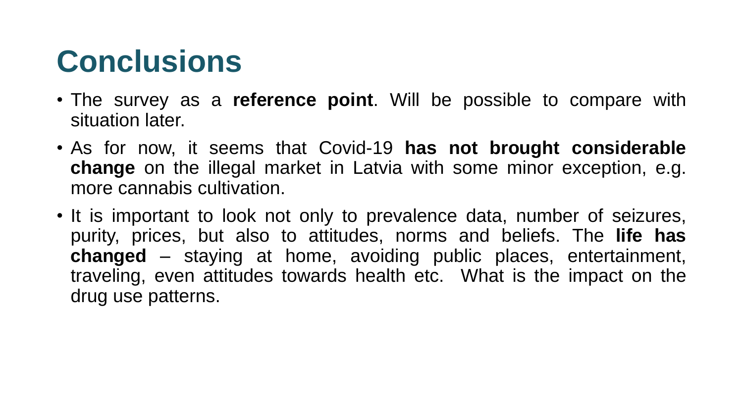# Conclusions

- The survey as a **reference point**. Will be possible to compare with situation later.
- As for now, it seems that Covid-19 **has not brought considerable change** on the illegal market in Latvia with some minor exception, e.g. more cannabis cultivation.
- It is important to look not only to prevalence data, number of seizures, purity, prices, but also to attitudes, norms and beliefs. The **life has changed** – staying at home, avoiding public places, entertainment, traveling, even attitudes towards health etc. What is the impact on the drug use patterns.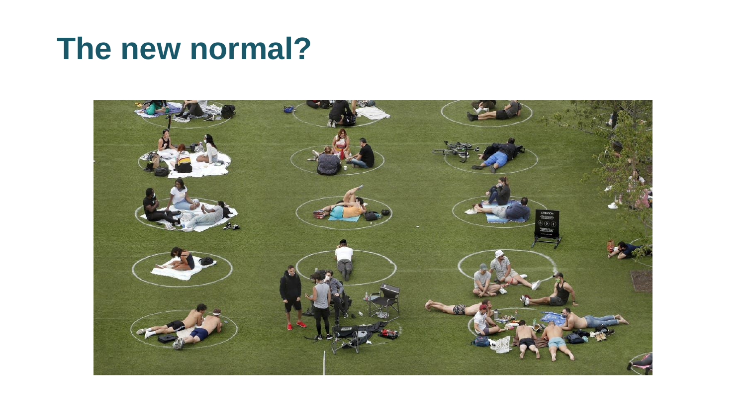# The new normal?